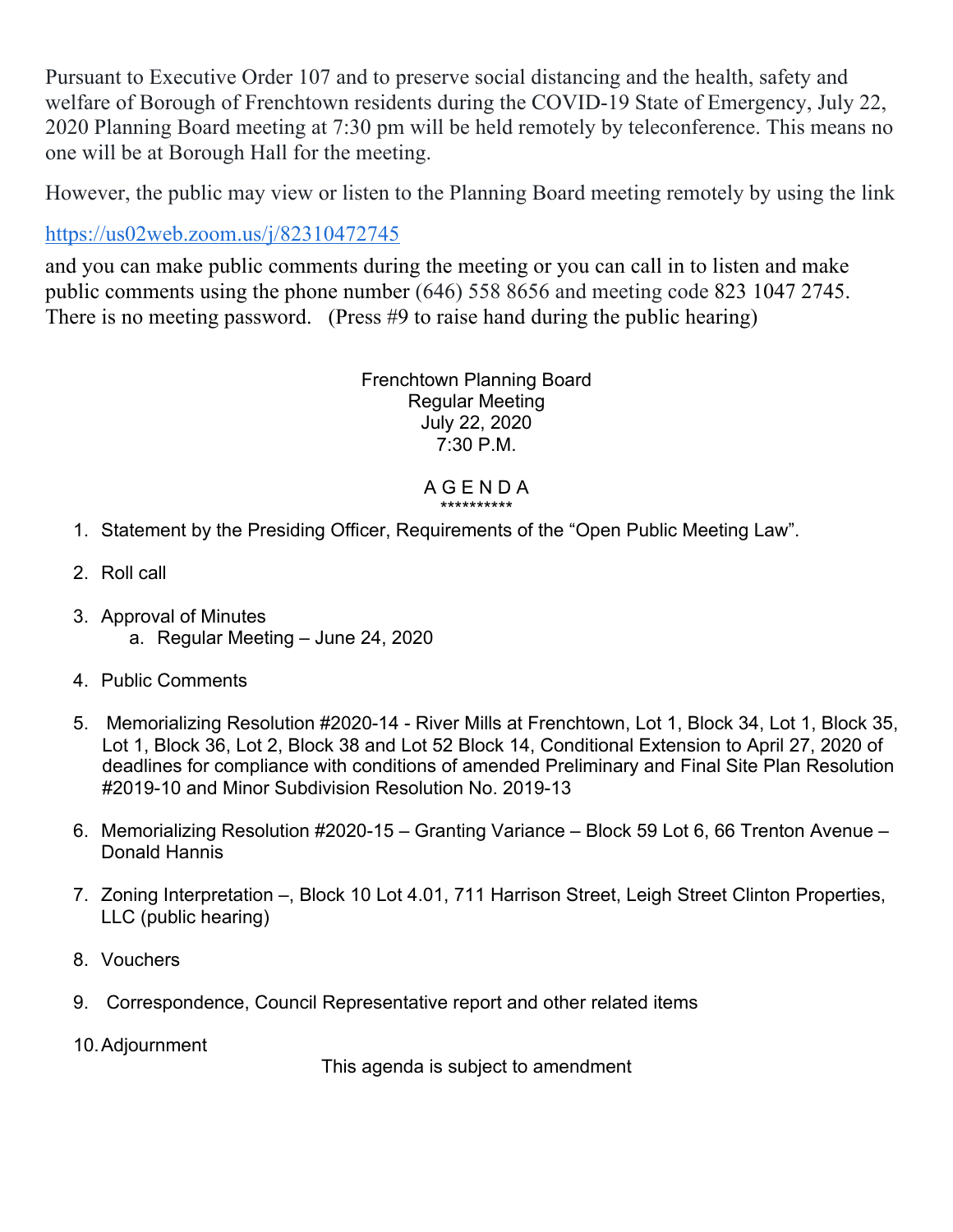Pursuant to Executive Order 107 and to preserve social distancing and the health, safety and welfare of Borough of Frenchtown residents during the COVID-19 State of Emergency, July 22, 2020 Planning Board meeting at 7:30 pm will be held remotely by teleconference. This means no one will be at Borough Hall for the meeting.

However, the public may view or listen to the Planning Board meeting remotely by using the link

https://us02web.zoom.us/j/82310472745

and you can make public comments during the meeting or you can call in to listen and make public comments using the phone number (646) 558 8656 and meeting code 823 1047 2745. There is no meeting password. (Press #9 to raise hand during the public hearing)

Frenchtown Planning Board
Regular Meeting
July 22, 2020
7:30 P.M.

A G E N D A
**********

1. Statement by the Presiding Officer, Requirements of the "Open Public Meeting Law".
2. Roll call
3. Approval of Minutes
   a. Regular Meeting – June 24, 2020
4. Public Comments
5. Memorializing Resolution #2020-14 - River Mills at Frenchtown, Lot 1, Block 34, Lot 1, Block 35, Lot 1, Block 36, Lot 2, Block 38 and Lot 52 Block 14, Conditional Extension to April 27, 2020 of deadlines for compliance with conditions of amended Preliminary and Final Site Plan Resolution #2019-10 and Minor Subdivision Resolution No. 2019-13
6. Memorializing Resolution #2020-15 – Granting Variance – Block 59 Lot 6, 66 Trenton Avenue – Donald Hannis
7. Zoning Interpretation –, Block 10 Lot 4.01, 711 Harrison Street, Leigh Street Clinton Properties, LLC (public hearing)
8. Vouchers
9. Correspondence, Council Representative report and other related items
10. Adjournment

This agenda is subject to amendment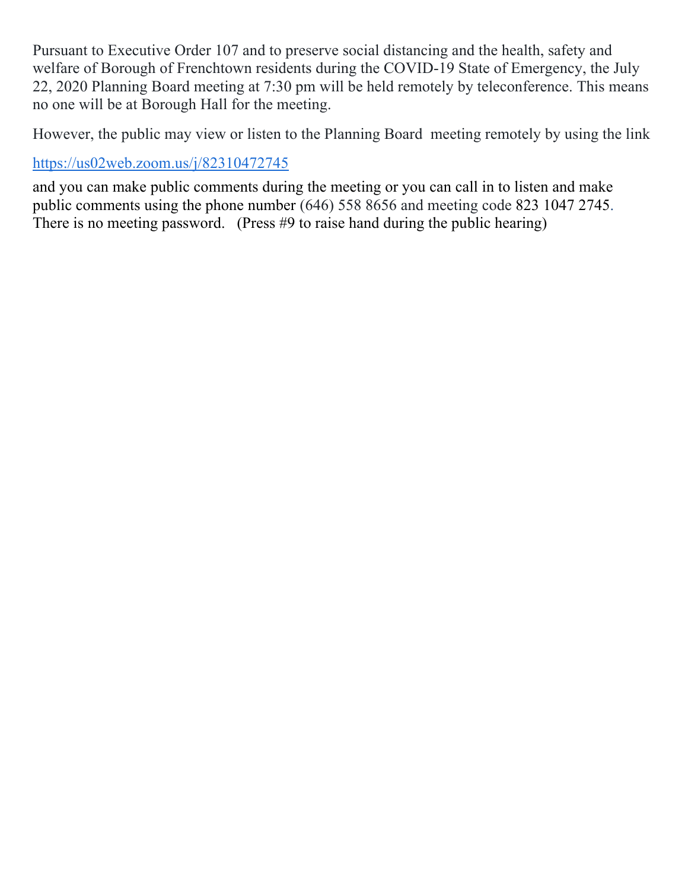Pursuant to Executive Order 107 and to preserve social distancing and the health, safety and welfare of Borough of Frenchtown residents during the COVID-19 State of Emergency, the July 22, 2020 Planning Board meeting at 7:30 pm will be held remotely by teleconference. This means no one will be at Borough Hall for the meeting.

However, the public may view or listen to the Planning Board meeting remotely by using the link

[https://us02web.zoom.us/j/82310472745](https://us02web.zoom.us/j/82310472745)

and you can make public comments during the meeting or you can call in to listen and make public comments using the phone number (646) 558 8656 and meeting code 823 1047 2745. There is no meeting password. (Press #9 to raise hand during the public hearing)